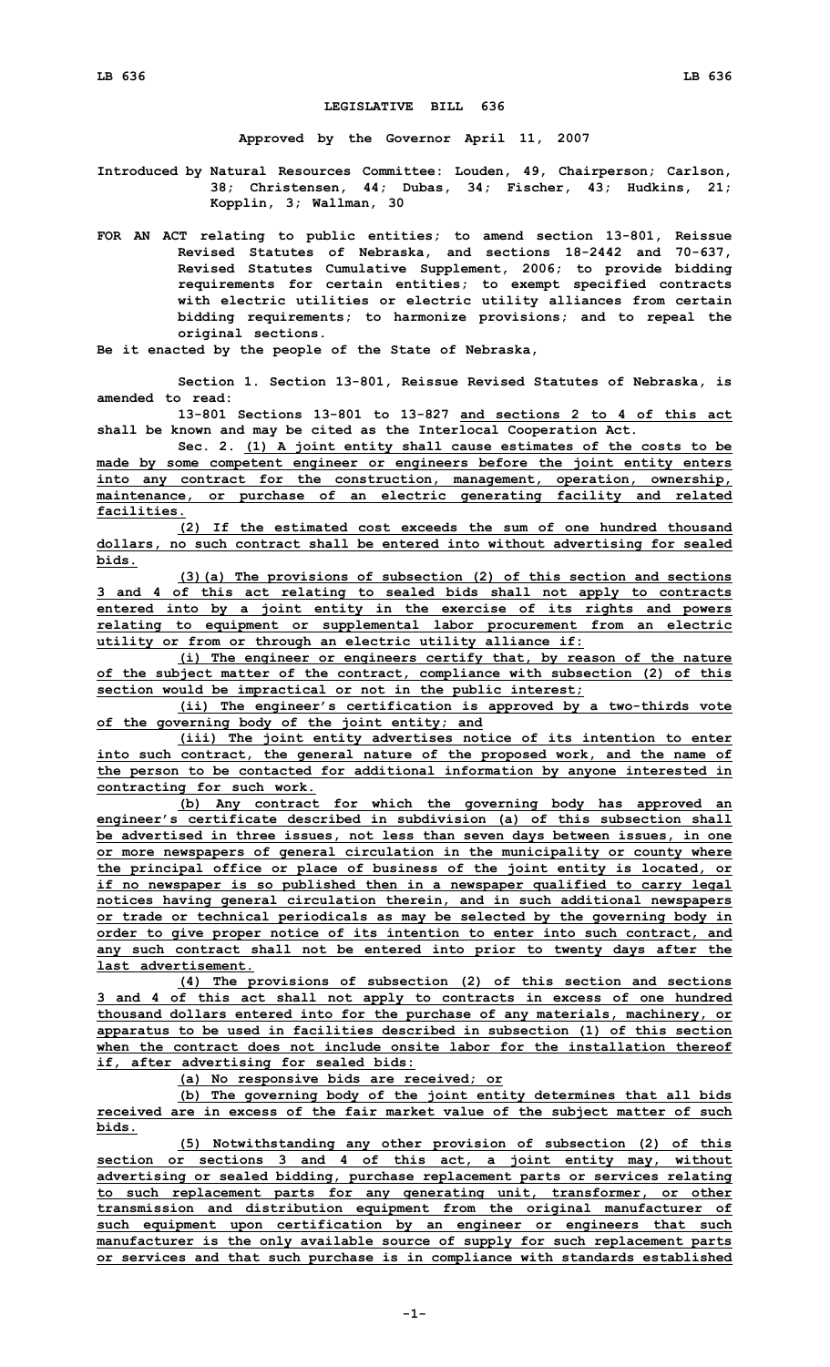# LEGISLATIVE BILL 636

**Approved by the Governor April 11, 2007**

**Introduced by Natural Resources Committee: Louden, 49, Chairperson; Carlson, 38; Christensen, 44; Dubas, 34; Fischer, 43; Hudkins, 21; Kopplin, 3; Wallman, 30**

**FOR AN ACT relating to public entities; to amend section 13-801, Reissue Revised Statutes of Nebraska, and sections 18-2442 and 70-637, Revised Statutes Cumulative Supplement, 2006; to provide bidding requirements for certain entities; to exempt specified contracts with electric utilities or electric utility alliances from certain bidding requirements; to harmonize provisions; and to repeal the original sections.**

**Be it enacted by the people of the State of Nebraska,**

**Section 1. Section 13-801, Reissue Revised Statutes of Nebraska, is amended to read:**

**13-801 Sections 13-801 to 13-827 and sections 2 to 4 of this act shall be known and may be cited as the Interlocal Cooperation Act.**

**Sec. 2. (1) A joint entity shall cause estimates of the costs to be made by some competent engineer or engineers before the joint entity enters into any contract for the construction, management, operation, ownership, maintenance, or purchase of an electric generating facility and related facilities.**

**(2) If the estimated cost exceeds the sum of one hundred thousand dollars, no such contract shall be entered into without advertising for sealed bids.**

**(3)(a) The provisions of subsection (2) of this section and sections 3 and 4 of this act relating to sealed bids shall not apply to contracts entered into by a joint entity in the exercise of its rights and powers relating to equipment or supplemental labor procurement from an electric utility or from or through an electric utility alliance if:**

**(i) The engineer or engineers certify that, by reason of the nature of the subject matter of the contract, compliance with subsection (2) of this section would be impractical or not in the public interest;**

**(ii) The engineer's certification is approved by a two-thirds vote of the governing body of the joint entity; and**

**(iii) The joint entity advertises notice of its intention to enter into such contract, the general nature of the proposed work, and the name of the person to be contacted for additional information by anyone interested in contracting for such work.**

**(b) Any contract for which the governing body has approved an engineer's certificate described in subdivision (a) of this subsection shall be advertised in three issues, not less than seven days between issues, in one or more newspapers of general circulation in the municipality or county where the principal office or place of business of the joint entity is located, or if no newspaper is so published then in a newspaper qualified to carry legal notices having general circulation therein, and in such additional newspapers or trade or technical periodicals as may be selected by the governing body in order to give proper notice of its intention to enter into such contract, and any such contract shall not be entered into prior to twenty days after the last advertisement.**

**(4) The provisions of subsection (2) of this section and sections 3 and 4 of this act shall not apply to contracts in excess of one hundred thousand dollars entered into for the purchase of any materials, machinery, or apparatus to be used in facilities described in subsection (1) of this section when the contract does not include onsite labor for the installation thereof if, after advertising for sealed bids:**

**(a) No responsive bids are received; or**

**(b) The governing body of the joint entity determines that all bids received are in excess of the fair market value of the subject matter of such bids.**

**(5) Notwithstanding any other provision of subsection (2) of this section or sections 3 and 4 of this act, a joint entity may, without advertising or sealed bidding, purchase replacement parts or services relating to such replacement parts for any generating unit, transformer, or other transmission and distribution equipment from the original manufacturer of such equipment upon certification by an engineer or engineers that such manufacturer is the only available source of supply for such replacement parts or services and that such purchase is in compliance with standards established**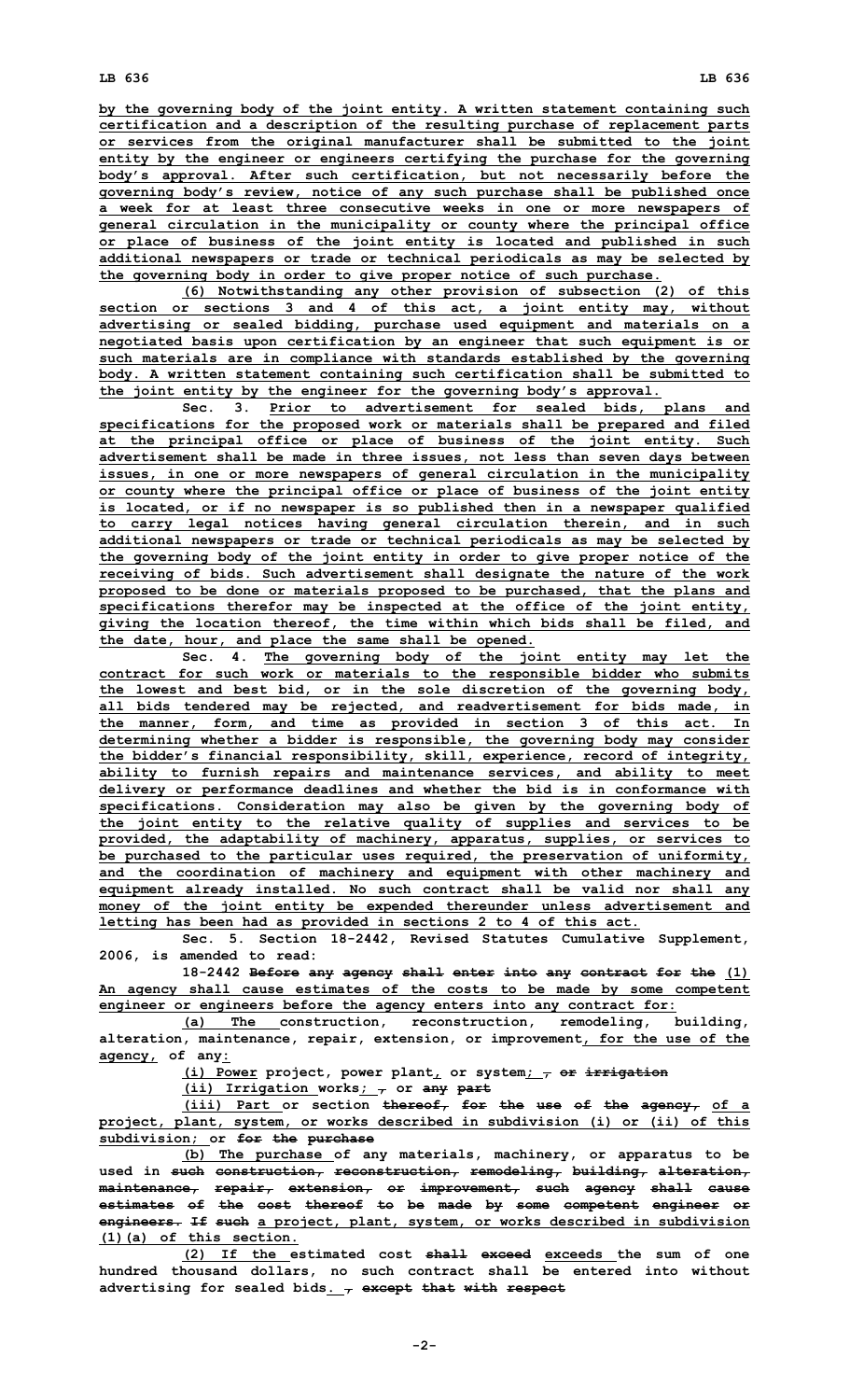by the governing body of the joint entity. A written statement containing such certification and a description of the resulting purchase of replacement parts or services from the original manufacturer shall be submitted to the joint entity by the engineer or engineers certifying the purchase for the governing body's approval. After such certification, but not necessarily before the governing body's review, notice of any such purchase shall be published once a week for at least three consecutive weeks in one or more newspapers of general circulation in the municipality or county where the principal office or place of business of the joint entity is located and published in such additional newspapers or trade or technical periodicals as may be selected by the governing body in order to give proper notice of such purchase.

(6) Notwithstanding any other provision of subsection (2) of this section or sections 3 and 4 of this act, a joint entity may, without advertising or sealed bidding, purchase used equipment and materials on a negotiated basis upon certification by an engineer that such equipment is or such materials are in compliance with standards established by the governing body. A written statement containing such certification shall be submitted to the joint entity by the engineer for the governing body's approval.

Sec. 3. Prior to advertisement for sealed bids, plans and specifications for the proposed work or materials shall be prepared and filed at the principal office or place of business of the joint entity. Such advertisement shall be made in three issues, not less than seven days between issues, in one or more newspapers of general circulation in the municipality or county where the principal office or place of business of the joint entity is located, or if no newspaper is so published then in a newspaper qualified to carry legal notices having general circulation therein, and in such additional newspapers or trade or technical periodicals as may be selected by the governing body of the joint entity in order to give proper notice of the receiving of bids. Such advertisement shall designate the nature of the work proposed to be done or materials proposed to be purchased, that the plans and specifications therefor may be inspected at the office of the joint entity, giving the location thereof, the time within which bids shall be filed, and the date, hour, and place the same shall be opened.

Sec. 4. The governing body of the joint entity may let the contract for such work or materials to the responsible bidder who submits the lowest and best bid, or in the sole discretion of the governing body, all bids tendered may be rejected, and readvertisement for bids made, in the manner, form, and time as provided in section 3 of this act. In determining whether a bidder is responsible, the governing body may consider the bidder's financial responsibility, skill, experience, record of integrity, ability to furnish repairs and maintenance services, and ability to meet delivery or performance deadlines and whether the bid is in conformance with specifications. Consideration may also be given by the governing body of the joint entity to the relative quality of supplies and services to be provided, the adaptability of machinery, apparatus, supplies, or services to be purchased to the particular uses required, the preservation of uniformity, and the coordination of machinery and equipment with other machinery and equipment already installed. No such contract shall be valid nor shall any money of the joint entity be expended thereunder unless advertisement and letting has been had as provided in sections 2 to 4 of this act.

Sec. 5. Section 18-2442, Revised Statutes Cumulative Supplement, 2006, is amended to read:

18-2442 ~~Before any agency shall enter into any contract for the~~ (1) An agency shall cause estimates of the costs to be made by some competent engineer or engineers before the agency enters into any contract for:

(a) The construction, reconstruction, remodeling, building, alteration, maintenance, repair, extension, or improvement, for the use of the agency, of any:

(i) Power project, power plant, or system; ~~,~~ ~~or irrigation~~

(ii) Irrigation works; ~~,~~ or ~~any part~~

(iii) Part or section ~~thereof, for the use of the agency,~~ of a project, plant, system, or works described in subdivision (i) or (ii) of this subdivision; or ~~for the purchase~~

(b) The purchase of any materials, machinery, or apparatus to be used in ~~such construction, reconstruction, remodeling, building, alteration, maintenance, repair, extension, or improvement, such agency shall cause estimates of the cost thereof to be made by some competent engineer or engineers. If such~~ a project, plant, system, or works described in subdivision (1)(a) of this section.

(2) If the estimated cost ~~shall exceed~~ exceeds the sum of one hundred thousand dollars, no such contract shall be entered into without advertising for sealed bids. ~~, except that with respect~~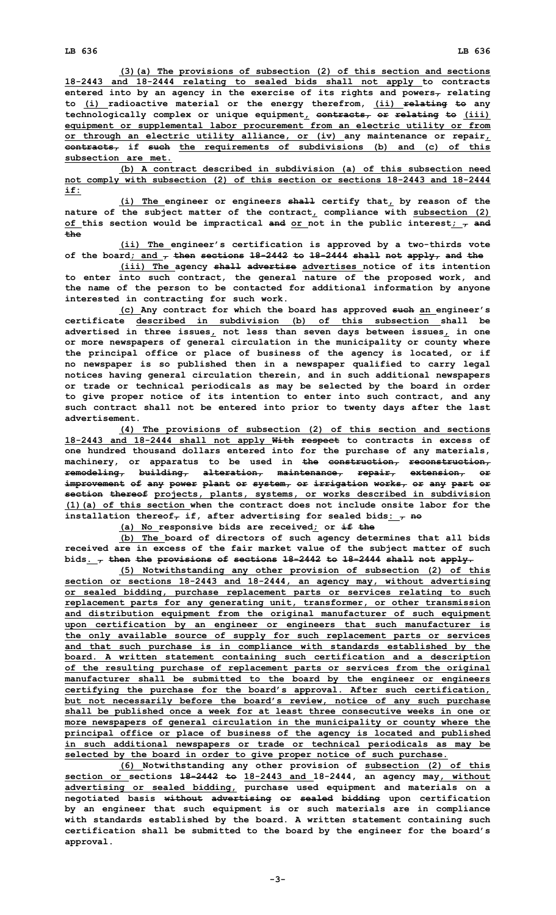(3)(a) The provisions of subsection (2) of this section and sections 18-2443 and 18-2444 relating to sealed bids shall not apply to contracts entered into by an agency in the exercise of its rights and powers~~,~~ relating to (i) radioactive material or the energy therefrom, (ii) ~~relating to~~ any technologically complex or unique equipment, ~~contracts, or relating to~~ (iii) equipment or supplemental labor procurement from an electric utility or from or through an electric utility alliance, or (iv) any maintenance or repair, ~~contracts,~~ if ~~such~~ the requirements of subdivisions (b) and (c) of this subsection are met.

(b) A contract described in subdivision (a) of this subsection need not comply with subsection (2) of this section or sections 18-2443 and 18-2444 if:

(i) The engineer or engineers ~~shall~~ certify that, by reason of the nature of the subject matter of the contract, compliance with subsection (2) of this section would be impractical ~~and~~ or not in the public interest; ~~, and the~~

(ii) The engineer's certification is approved by a two-thirds vote of the board; and ~~, then sections 18-2442 to 18-2444 shall not apply, and the~~

(iii) The agency ~~shall advertise~~ advertises notice of its intention to enter into such contract, the general nature of the proposed work, and the name of the person to be contacted for additional information by anyone interested in contracting for such work.

(c) Any contract for which the board has approved ~~such~~ an engineer's certificate described in subdivision (b) of this subsection shall be advertised in three issues, not less than seven days between issues, in one or more newspapers of general circulation in the municipality or county where the principal office or place of business of the agency is located, or if no newspaper is so published then in a newspaper qualified to carry legal notices having general circulation therein, and in such additional newspapers or trade or technical periodicals as may be selected by the board in order to give proper notice of its intention to enter into such contract, and any such contract shall not be entered into prior to twenty days after the last advertisement.

(4) The provisions of subsection (2) of this section and sections 18-2443 and 18-2444 shall not apply ~~With respect~~ to contracts in excess of one hundred thousand dollars entered into for the purchase of any materials, machinery, or apparatus to be used in ~~the construction, reconstruction, remodeling, building, alteration, maintenance, repair, extension, or improvement of any power plant or system, or irrigation works, or any part or section thereof~~ projects, plants, systems, or works described in subdivision (1)(a) of this section when the contract does not include onsite labor for the installation thereof~~,~~ if, after advertising for sealed bids: ~~, no~~

(a) No responsive bids are received; or ~~if the~~

(b) The board of directors of such agency determines that all bids received are in excess of the fair market value of the subject matter of such bids. ~~, then the provisions of sections 18-2442 to 18-2444 shall not apply.~~

(5) Notwithstanding any other provision of subsection (2) of this section or sections 18-2443 and 18-2444, an agency may, without advertising or sealed bidding, purchase replacement parts or services relating to such replacement parts for any generating unit, transformer, or other transmission and distribution equipment from the original manufacturer of such equipment upon certification by an engineer or engineers that such manufacturer is the only available source of supply for such replacement parts or services and that such purchase is in compliance with standards established by the board. A written statement containing such certification and a description of the resulting purchase of replacement parts or services from the original manufacturer shall be submitted to the board by the engineer or engineers certifying the purchase for the board's approval. After such certification, but not necessarily before the board's review, notice of any such purchase shall be published once a week for at least three consecutive weeks in one or more newspapers of general circulation in the municipality or county where the principal office or place of business of the agency is located and published in such additional newspapers or trade or technical periodicals as may be selected by the board in order to give proper notice of such purchase.

(6) Notwithstanding any other provision of subsection (2) of this section or sections ~~18-2442 to~~ 18-2443 and 18-2444, an agency may, without advertising or sealed bidding, purchase used equipment and materials on a negotiated basis ~~without advertising or sealed bidding~~ upon certification by an engineer that such equipment is or such materials are in compliance with standards established by the board. A written statement containing such certification shall be submitted to the board by the engineer for the board's approval.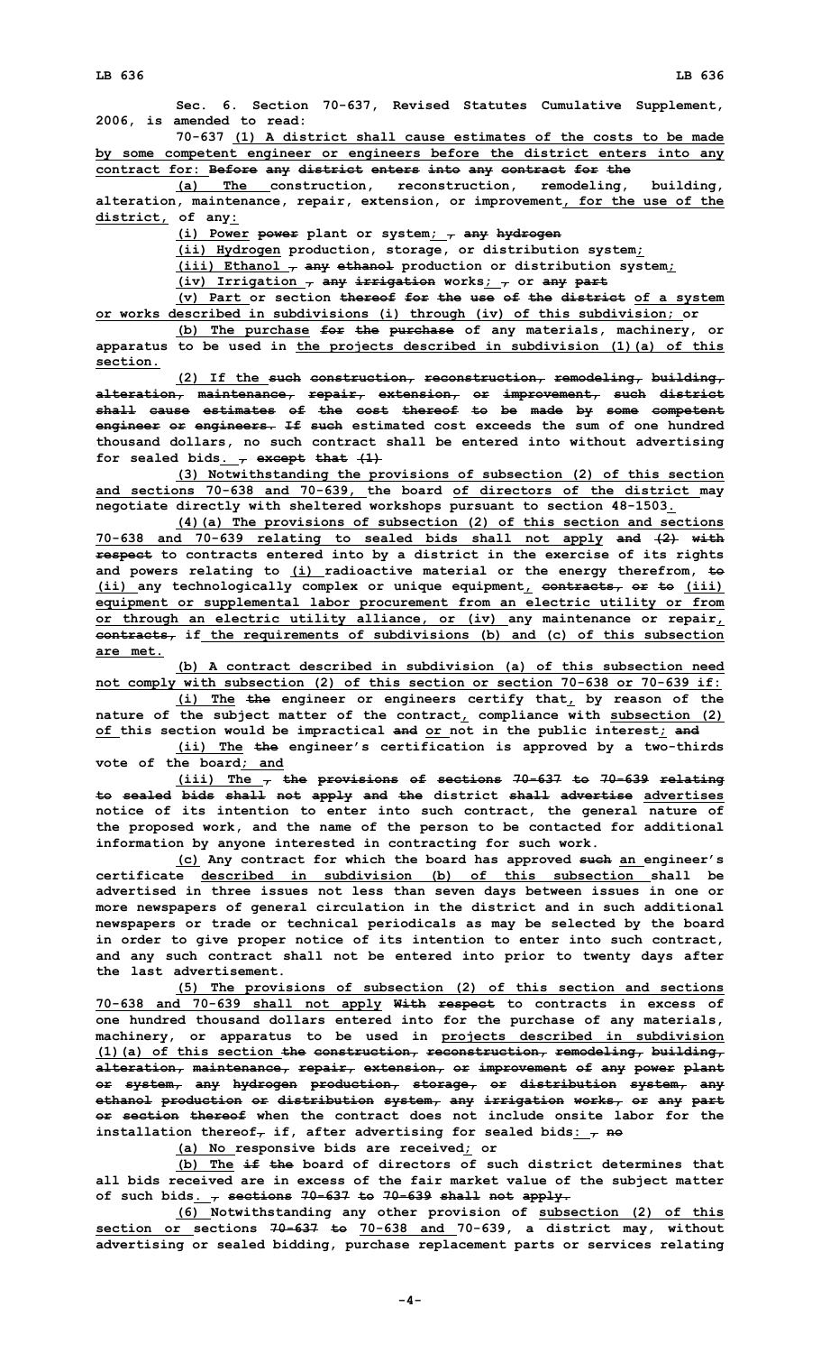**Sec. 6. Section 70-637, Revised Statutes Cumulative Supplement, 2006, is amended to read:**

**70-637** **(1) A district shall cause estimates of the costs to be made by some competent engineer or engineers before the district enters into any contract for: ~~Before any district enters into any contract for the~~**

**(a) The construction, reconstruction, remodeling, building, alteration, maintenance, repair, extension, or improvement, for the use of the district, of any:**

**(i) Power ~~power~~ plant or system; ~~,~~ ~~any hydrogen~~**

**(ii) Hydrogen production, storage, or distribution system;**

**(iii) Ethanol ~~,~~ ~~any ethanol~~ production or distribution system;**

**(iv) Irrigation ~~,~~ ~~any irrigation~~ works; ~~,~~ or ~~any part~~**

**(v) Part or section ~~thereof for the use of the district~~ of a system or works described in subdivisions (i) through (iv) of this subdivision; or**

**(b) The purchase ~~for the purchase~~ of any materials, machinery, or apparatus to be used in the projects described in subdivision (1)(a) of this section.**

**(2) If the ~~such construction, reconstruction, remodeling, building, alteration, maintenance, repair, extension, or improvement, such district shall cause estimates of the cost thereof to be made by some competent engineer or engineers. If such~~ estimated cost exceeds the sum of one hundred thousand dollars, no such contract shall be entered into without advertising for sealed bids. ~~, except that (1)~~**

**(3) Notwithstanding the provisions of subsection (2) of this section and sections 70-638 and 70-639, the board of directors of the district may negotiate directly with sheltered workshops pursuant to section 48-1503.**

**(4)(a) The provisions of subsection (2) of this section and sections 70-638 and 70-639 relating to sealed bids shall not apply ~~and (2) with respect~~ to contracts entered into by a district in the exercise of its rights and powers relating to (i) radioactive material or the energy therefrom, ~~to~~ (ii) any technologically complex or unique equipment, ~~contracts, or to~~ (iii) equipment or supplemental labor procurement from an electric utility or from or through an electric utility alliance, or (iv) any maintenance or repair, ~~contracts,~~ if the requirements of subdivisions (b) and (c) of this subsection are met.**

**(b) A contract described in subdivision (a) of this subsection need not comply with subsection (2) of this section or section 70-638 or 70-639 if:**

**(i) The ~~the~~ engineer or engineers certify that, by reason of the nature of the subject matter of the contract, compliance with subsection (2) of this section would be impractical ~~and~~ or not in the public interest; ~~and~~**

**(ii) The ~~the~~ engineer's certification is approved by a two-thirds vote of the board; and**

**(iii) The ~~, the provisions of sections 70-637 to 70-639 relating to sealed bids shall not apply and the~~ district ~~shall advertise~~ advertises notice of its intention to enter into such contract, the general nature of the proposed work, and the name of the person to be contacted for additional information by anyone interested in contracting for such work.**

**(c) Any contract for which the board has approved ~~such~~ an engineer's certificate described in subdivision (b) of this subsection shall be advertised in three issues not less than seven days between issues in one or more newspapers of general circulation in the district and in such additional newspapers or trade or technical periodicals as may be selected by the board in order to give proper notice of its intention to enter into such contract, and any such contract shall not be entered into prior to twenty days after the last advertisement.**

**(5) The provisions of subsection (2) of this section and sections 70-638 and 70-639 shall not apply ~~With respect~~ to contracts in excess of one hundred thousand dollars entered into for the purchase of any materials, machinery, or apparatus to be used in projects described in subdivision (1)(a) of this section ~~the construction, reconstruction, remodeling, building, alteration, maintenance, repair, extension, or improvement of any power plant or system, any hydrogen production, storage, or distribution system, any ethanol production or distribution system, any irrigation works, or any part or section thereof~~ when the contract does not include onsite labor for the installation thereof~~,~~ if, after advertising for sealed bids: ~~, no~~**

**(a) No responsive bids are received; or**

**(b) The ~~if the~~ board of directors of such district determines that all bids received are in excess of the fair market value of the subject matter of such bids. ~~, sections 70-637 to 70-639 shall not apply.~~**

**(6) Notwithstanding any other provision of subsection (2) of this section or sections ~~70-637 to~~ 70-638 and 70-639, a district may, without advertising or sealed bidding, purchase replacement parts or services relating**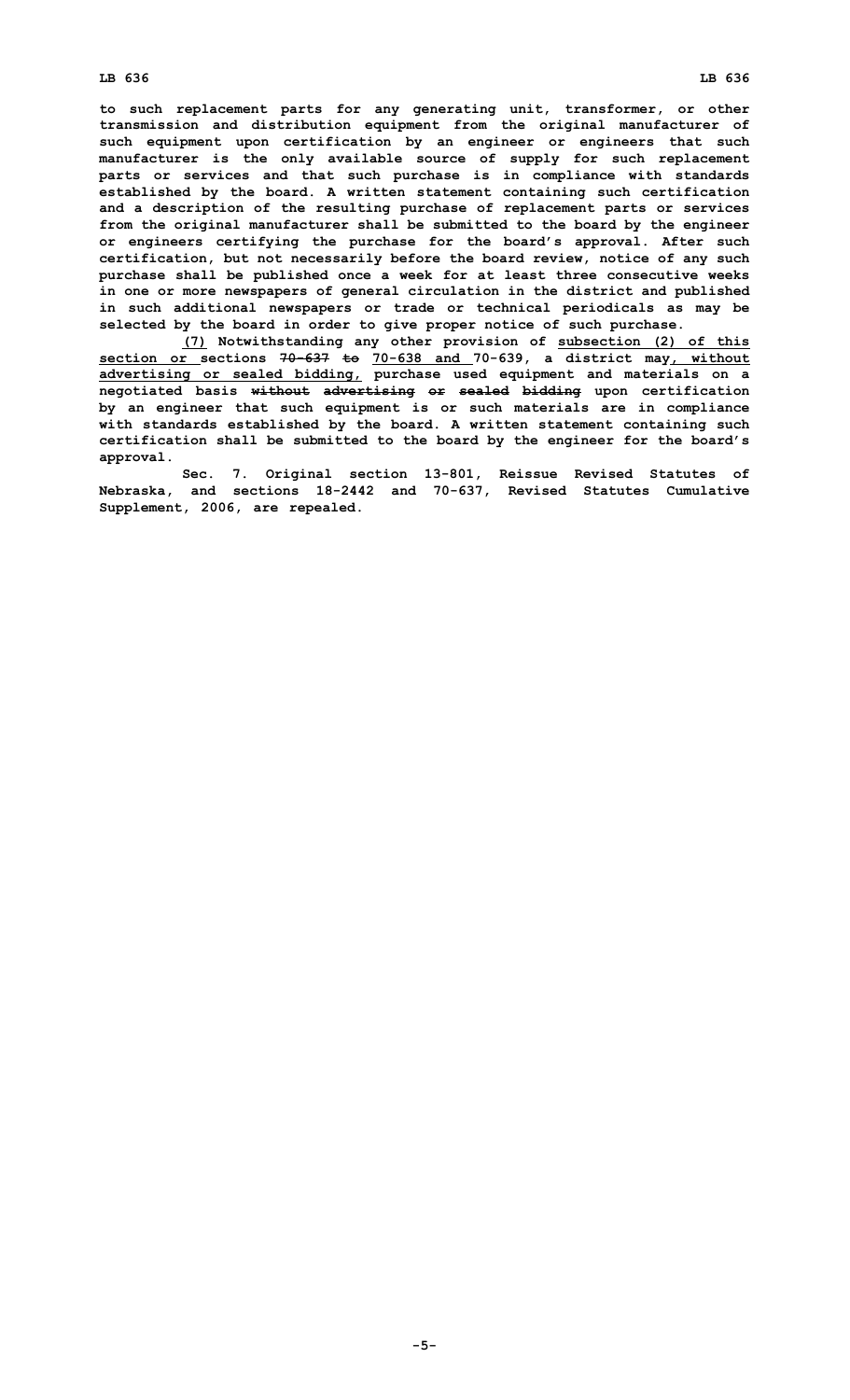to such replacement parts for any generating unit, transformer, or other transmission and distribution equipment from the original manufacturer of such equipment upon certification by an engineer or engineers that such manufacturer is the only available source of supply for such replacement parts or services and that such purchase is in compliance with standards established by the board. A written statement containing such certification and a description of the resulting purchase of replacement parts or services from the original manufacturer shall be submitted to the board by the engineer or engineers certifying the purchase for the board's approval. After such certification, but not necessarily before the board review, notice of any such purchase shall be published once a week for at least three consecutive weeks in one or more newspapers of general circulation in the district and published in such additional newspapers or trade or technical periodicals as may be selected by the board in order to give proper notice of such purchase.

(7) Notwithstanding any other provision of subsection (2) of this section or sections ~~70-637 to~~ 70-638 and 70-639, a district may, without advertising or sealed bidding, purchase used equipment and materials on a negotiated basis ~~without advertising or sealed bidding~~ upon certification by an engineer that such equipment is or such materials are in compliance with standards established by the board. A written statement containing such certification shall be submitted to the board by the engineer for the board's approval.

Sec. 7. Original section 13-801, Reissue Revised Statutes of Nebraska, and sections 18-2442 and 70-637, Revised Statutes Cumulative Supplement, 2006, are repealed.